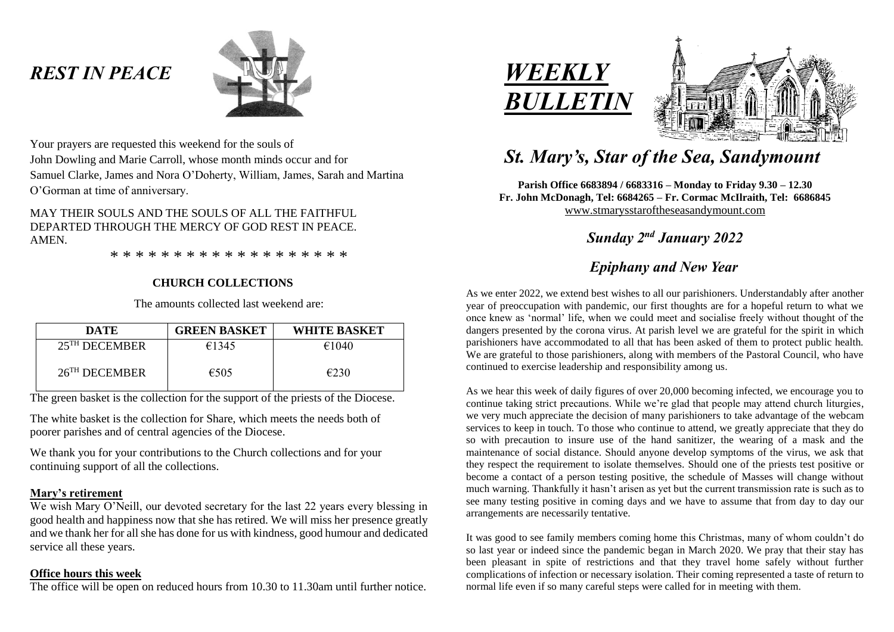# *REST IN PEACE*

Your prayers are requested this weekend for the souls of
John Dowling and Marie Carroll, whose month minds occur and for
Samuel Clarke, James and Nora O'Doherty, William, James, Sarah and Martina O'Gorman at time of anniversary.

MAY THEIR SOULS AND THE SOULS OF ALL THE FAITHFUL DEPARTED THROUGH THE MERCY OF GOD REST IN PEACE. AMEN.

* * * * * * * * * * * * * * * * * * *

## CHURCH COLLECTIONS

The amounts collected last weekend are:

| DATE | GREEN BASKET | WHITE BASKET |
| --- | --- | --- |
| 25TH DECEMBER | €1345 | €1040 |
| 26TH DECEMBER | €505 | €230 |

The green basket is the collection for the support of the priests of the Diocese.

The white basket is the collection for Share, which meets the needs both of poorer parishes and of central agencies of the Diocese.

We thank you for your contributions to the Church collections and for your continuing support of all the collections.

**Mary's retirement**

We wish Mary O'Neill, our devoted secretary for the last 22 years every blessing in good health and happiness now that she has retired. We will miss her presence greatly and we thank her for all she has done for us with kindness, good humour and dedicated service all these years.

**Office hours this week**

The office will be open on reduced hours from 10.30 to 11.30am until further notice.

# *WEEKLY BULLETIN*

## *St. Mary's, Star of the Sea, Sandymount*

**Parish Office 6683894 / 6683316 – Monday to Friday 9.30 – 12.30**
**Fr. John McDonagh, Tel: 6684265 – Fr. Cormac McIlraith, Tel: 6686845**
www.stmarysstaroftheseasandymount.com

### *Sunday 2nd January 2022*

### *Epiphany and New Year*

As we enter 2022, we extend best wishes to all our parishioners. Understandably after another year of preoccupation with pandemic, our first thoughts are for a hopeful return to what we once knew as 'normal' life, when we could meet and socialise freely without thought of the dangers presented by the corona virus. At parish level we are grateful for the spirit in which parishioners have accommodated to all that has been asked of them to protect public health. We are grateful to those parishioners, along with members of the Pastoral Council, who have continued to exercise leadership and responsibility among us.

As we hear this week of daily figures of over 20,000 becoming infected, we encourage you to continue taking strict precautions. While we're glad that people may attend church liturgies, we very much appreciate the decision of many parishioners to take advantage of the webcam services to keep in touch. To those who continue to attend, we greatly appreciate that they do so with precaution to insure use of the hand sanitizer, the wearing of a mask and the maintenance of social distance. Should anyone develop symptoms of the virus, we ask that they respect the requirement to isolate themselves. Should one of the priests test positive or become a contact of a person testing positive, the schedule of Masses will change without much warning. Thankfully it hasn't arisen as yet but the current transmission rate is such as to see many testing positive in coming days and we have to assume that from day to day our arrangements are necessarily tentative.

It was good to see family members coming home this Christmas, many of whom couldn't do so last year or indeed since the pandemic began in March 2020. We pray that their stay has been pleasant in spite of restrictions and that they travel home safely without further complications of infection or necessary isolation. Their coming represented a taste of return to normal life even if so many careful steps were called for in meeting with them.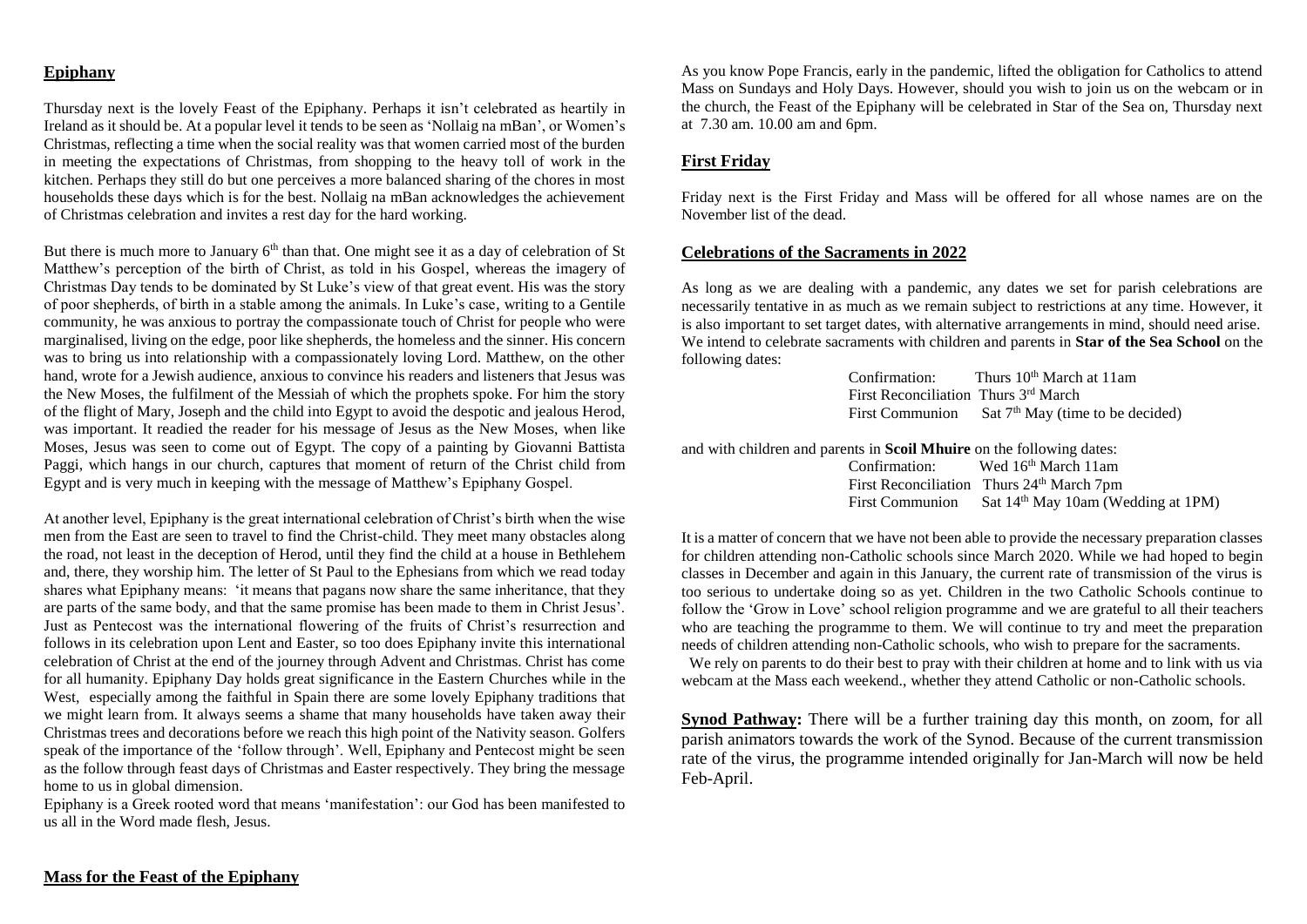## Epiphany

Thursday next is the lovely Feast of the Epiphany. Perhaps it isn't celebrated as heartily in Ireland as it should be. At a popular level it tends to be seen as 'Nollaig na mBan', or Women's Christmas, reflecting a time when the social reality was that women carried most of the burden in meeting the expectations of Christmas, from shopping to the heavy toll of work in the kitchen. Perhaps they still do but one perceives a more balanced sharing of the chores in most households these days which is for the best. Nollaig na mBan acknowledges the achievement of Christmas celebration and invites a rest day for the hard working.

But there is much more to January 6th than that. One might see it as a day of celebration of St Matthew's perception of the birth of Christ, as told in his Gospel, whereas the imagery of Christmas Day tends to be dominated by St Luke's view of that great event. His was the story of poor shepherds, of birth in a stable among the animals. In Luke's case, writing to a Gentile community, he was anxious to portray the compassionate touch of Christ for people who were marginalised, living on the edge, poor like shepherds, the homeless and the sinner. His concern was to bring us into relationship with a compassionately loving Lord. Matthew, on the other hand, wrote for a Jewish audience, anxious to convince his readers and listeners that Jesus was the New Moses, the fulfilment of the Messiah of which the prophets spoke. For him the story of the flight of Mary, Joseph and the child into Egypt to avoid the despotic and jealous Herod, was important. It readied the reader for his message of Jesus as the New Moses, when like Moses, Jesus was seen to come out of Egypt. The copy of a painting by Giovanni Battista Paggi, which hangs in our church, captures that moment of return of the Christ child from Egypt and is very much in keeping with the message of Matthew's Epiphany Gospel.

At another level, Epiphany is the great international celebration of Christ's birth when the wise men from the East are seen to travel to find the Christ-child. They meet many obstacles along the road, not least in the deception of Herod, until they find the child at a house in Bethlehem and, there, they worship him. The letter of St Paul to the Ephesians from which we read today shares what Epiphany means: 'it means that pagans now share the same inheritance, that they are parts of the same body, and that the same promise has been made to them in Christ Jesus'. Just as Pentecost was the international flowering of the fruits of Christ's resurrection and follows in its celebration upon Lent and Easter, so too does Epiphany invite this international celebration of Christ at the end of the journey through Advent and Christmas. Christ has come for all humanity. Epiphany Day holds great significance in the Eastern Churches while in the West, especially among the faithful in Spain there are some lovely Epiphany traditions that we might learn from. It always seems a shame that many households have taken away their Christmas trees and decorations before we reach this high point of the Nativity season. Golfers speak of the importance of the 'follow through'. Well, Epiphany and Pentecost might be seen as the follow through feast days of Christmas and Easter respectively. They bring the message home to us in global dimension.

Epiphany is a Greek rooted word that means 'manifestation': our God has been manifested to us all in the Word made flesh, Jesus.

## Mass for the Feast of the Epiphany

As you know Pope Francis, early in the pandemic, lifted the obligation for Catholics to attend Mass on Sundays and Holy Days. However, should you wish to join us on the webcam or in the church, the Feast of the Epiphany will be celebrated in Star of the Sea on, Thursday next at 7.30 am. 10.00 am and 6pm.

## First Friday

Friday next is the First Friday and Mass will be offered for all whose names are on the November list of the dead.

## Celebrations of the Sacraments in 2022

As long as we are dealing with a pandemic, any dates we set for parish celebrations are necessarily tentative in as much as we remain subject to restrictions at any time. However, it is also important to set target dates, with alternative arrangements in mind, should need arise. We intend to celebrate sacraments with children and parents in **Star of the Sea School** on the following dates:

| | |
|---|---|
| Confirmation: | Thurs 10th March at 11am |
| First Reconciliation | Thurs 3rd March |
| First Communion | Sat 7th May (time to be decided) |

and with children and parents in **Scoil Mhuire** on the following dates:

| | |
|---|---|
| Confirmation: | Wed 16th March 11am |
| First Reconciliation | Thurs 24th March 7pm |
| First Communion | Sat 14th May 10am (Wedding at 1PM) |

It is a matter of concern that we have not been able to provide the necessary preparation classes for children attending non-Catholic schools since March 2020. While we had hoped to begin classes in December and again in this January, the current rate of transmission of the virus is too serious to undertake doing so as yet. Children in the two Catholic Schools continue to follow the 'Grow in Love' school religion programme and we are grateful to all their teachers who are teaching the programme to them. We will continue to try and meet the preparation needs of children attending non-Catholic schools, who wish to prepare for the sacraments.

We rely on parents to do their best to pray with their children at home and to link with us via webcam at the Mass each weekend., whether they attend Catholic or non-Catholic schools.

**Synod Pathway:** There will be a further training day this month, on zoom, for all parish animators towards the work of the Synod. Because of the current transmission rate of the virus, the programme intended originally for Jan-March will now be held Feb-April.